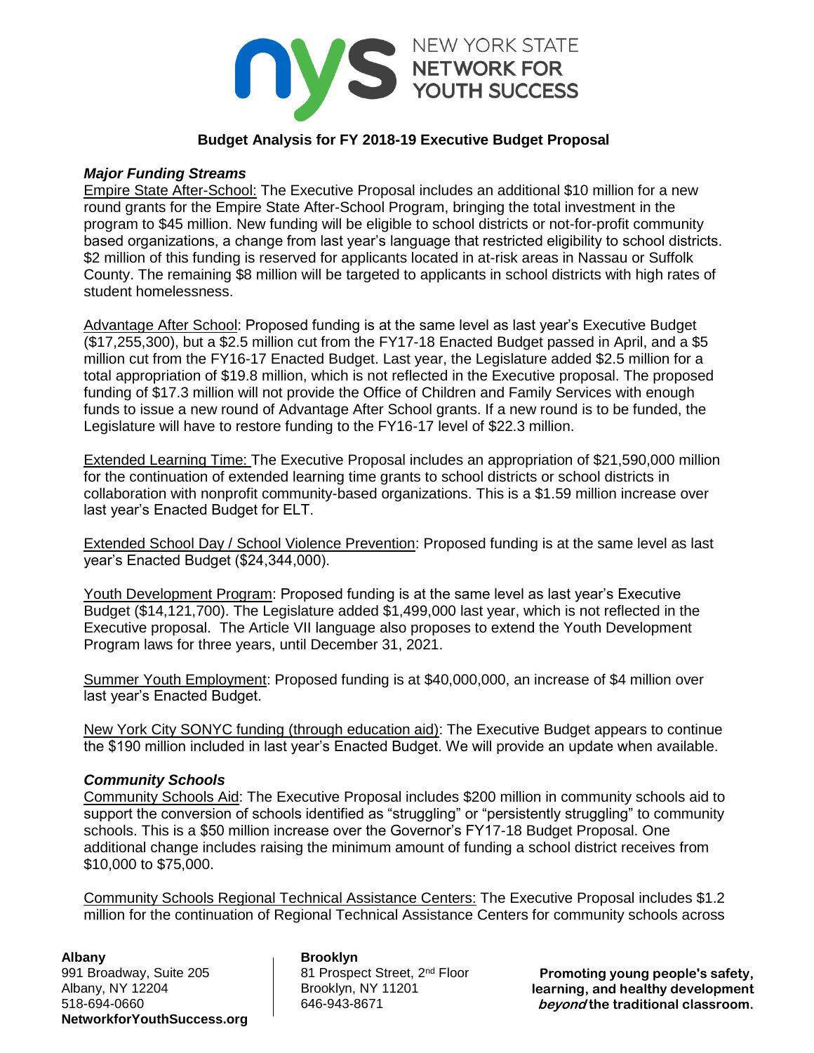# Budget Analysis for FY 2018-19 Executive Budget Proposal

### *Major Funding Streams*

Empire State After-School: The Executive Proposal includes an additional $10 million for a new round grants for the Empire State After-School Program, bringing the total investment in the program to $45 million. New funding will be eligible to school districts or not-for-profit community based organizations, a change from last year's language that restricted eligibility to school districts. $2 million of this funding is reserved for applicants located in at-risk areas in Nassau or Suffolk County. The remaining $8 million will be targeted to applicants in school districts with high rates of student homelessness.

Advantage After School: Proposed funding is at the same level as last year's Executive Budget ($17,255,300), but a $2.5 million cut from the FY17-18 Enacted Budget passed in April, and a $5 million cut from the FY16-17 Enacted Budget. Last year, the Legislature added $2.5 million for a total appropriation of $19.8 million, which is not reflected in the Executive proposal. The proposed funding of $17.3 million will not provide the Office of Children and Family Services with enough funds to issue a new round of Advantage After School grants. If a new round is to be funded, the Legislature will have to restore funding to the FY16-17 level of $22.3 million.

Extended Learning Time: The Executive Proposal includes an appropriation of $21,590,000 million for the continuation of extended learning time grants to school districts or school districts in collaboration with nonprofit community-based organizations. This is a $1.59 million increase over last year's Enacted Budget for ELT.

Extended School Day / School Violence Prevention: Proposed funding is at the same level as last year's Enacted Budget ($24,344,000).

Youth Development Program: Proposed funding is at the same level as last year's Executive Budget ($14,121,700). The Legislature added $1,499,000 last year, which is not reflected in the Executive proposal. The Article VII language also proposes to extend the Youth Development Program laws for three years, until December 31, 2021.

Summer Youth Employment: Proposed funding is at $40,000,000, an increase of $4 million over last year's Enacted Budget.

New York City SONYC funding (through education aid): The Executive Budget appears to continue the $190 million included in last year's Enacted Budget. We will provide an update when available.

### *Community Schools*

Community Schools Aid: The Executive Proposal includes $200 million in community schools aid to support the conversion of schools identified as "struggling" or "persistently struggling" to community schools. This is a $50 million increase over the Governor's FY17-18 Budget Proposal. One additional change includes raising the minimum amount of funding a school district receives from $10,000 to $75,000.

Community Schools Regional Technical Assistance Centers: The Executive Proposal includes $1.2 million for the continuation of Regional Technical Assistance Centers for community schools across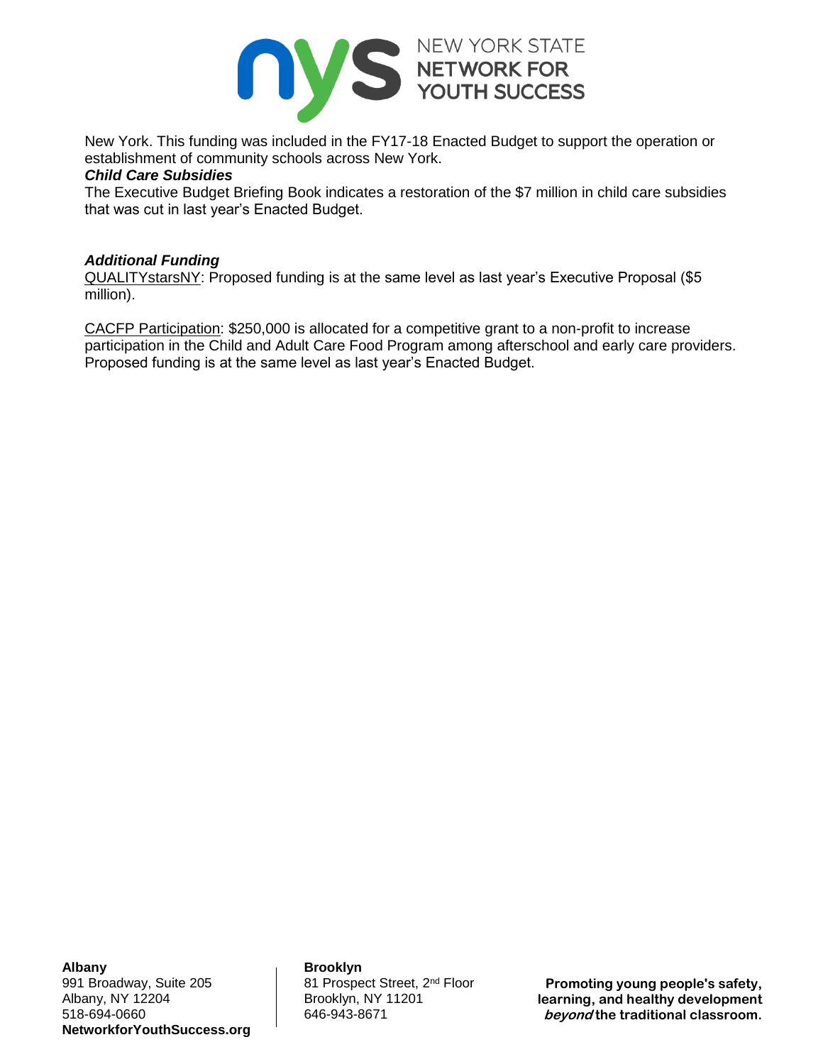New York. This funding was included in the FY17-18 Enacted Budget to support the operation or establishment of community schools across New York.

***Child Care Subsidies***

The Executive Budget Briefing Book indicates a restoration of the $7 million in child care subsidies that was cut in last year's Enacted Budget.

***Additional Funding***

QUALITYstarsNY: Proposed funding is at the same level as last year's Executive Proposal ($5 million).

CACFP Participation: $250,000 is allocated for a competitive grant to a non-profit to increase participation in the Child and Adult Care Food Program among afterschool and early care providers. Proposed funding is at the same level as last year's Enacted Budget.